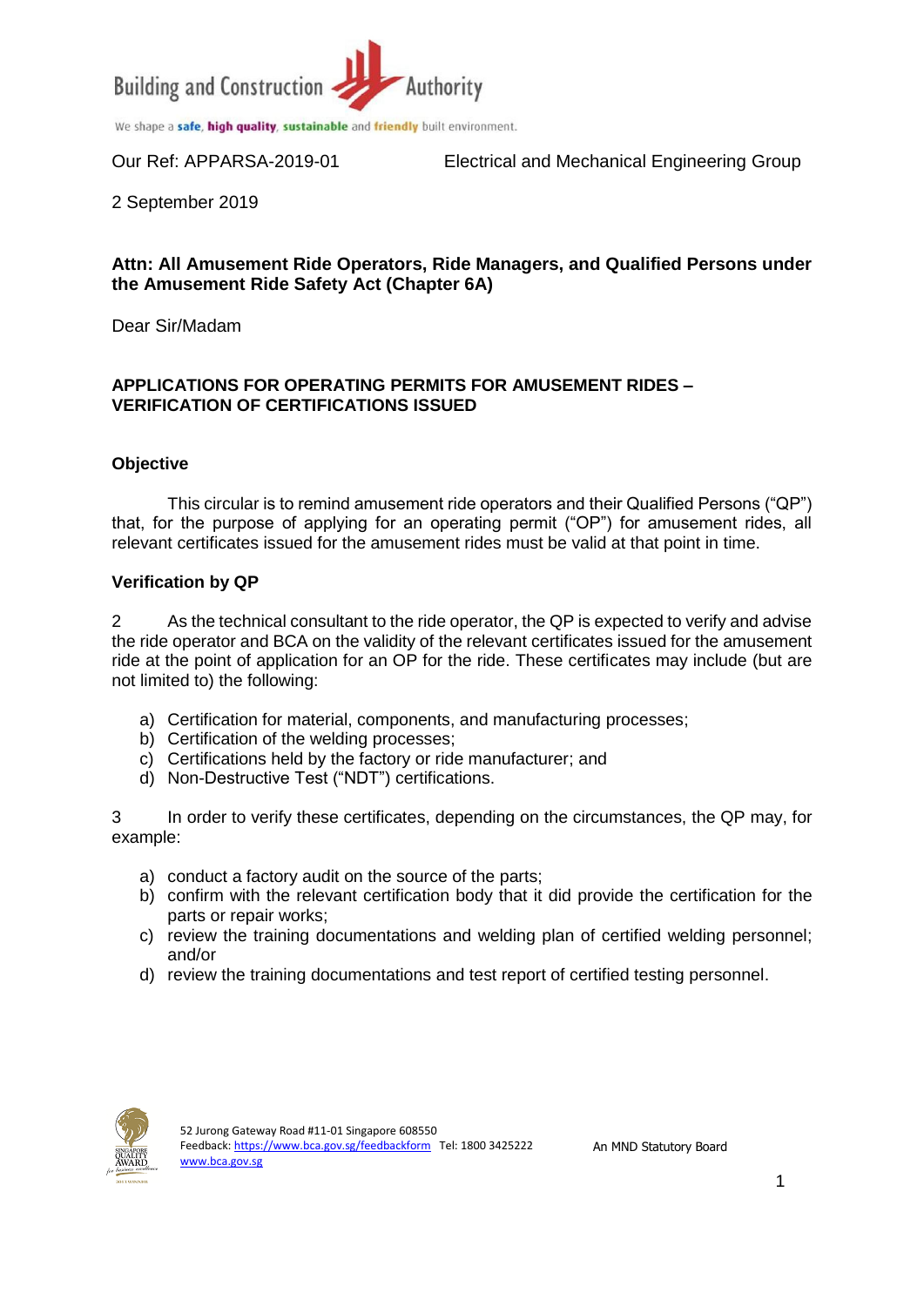Our Ref: APPARSA-2019-01

Electrical and Mechanical Engineering Group

2 September 2019

**Attn: All Amusement Ride Operators, Ride Managers, and Qualified Persons under the Amusement Ride Safety Act (Chapter 6A)**

Dear Sir/Madam

**APPLICATIONS FOR OPERATING PERMITS FOR AMUSEMENT RIDES – VERIFICATION OF CERTIFICATIONS ISSUED**

**Objective**

This circular is to remind amusement ride operators and their Qualified Persons ("QP") that, for the purpose of applying for an operating permit ("OP") for amusement rides, all relevant certificates issued for the amusement rides must be valid at that point in time.

**Verification by QP**

2 As the technical consultant to the ride operator, the QP is expected to verify and advise the ride operator and BCA on the validity of the relevant certificates issued for the amusement ride at the point of application for an OP for the ride. These certificates may include (but are not limited to) the following:

a) Certification for material, components, and manufacturing processes;
b) Certification of the welding processes;
c) Certifications held by the factory or ride manufacturer; and
d) Non-Destructive Test ("NDT") certifications.

3 In order to verify these certificates, depending on the circumstances, the QP may, for example:

a) conduct a factory audit on the source of the parts;
b) confirm with the relevant certification body that it did provide the certification for the parts or repair works;
c) review the training documentations and welding plan of certified welding personnel; and/or
d) review the training documentations and test report of certified testing personnel.

52 Jurong Gateway Road #11-01 Singapore 608550
Feedback: https://www.bca.gov.sg/feedbackform Tel: 1800 3425222
www.bca.gov.sg

An MND Statutory Board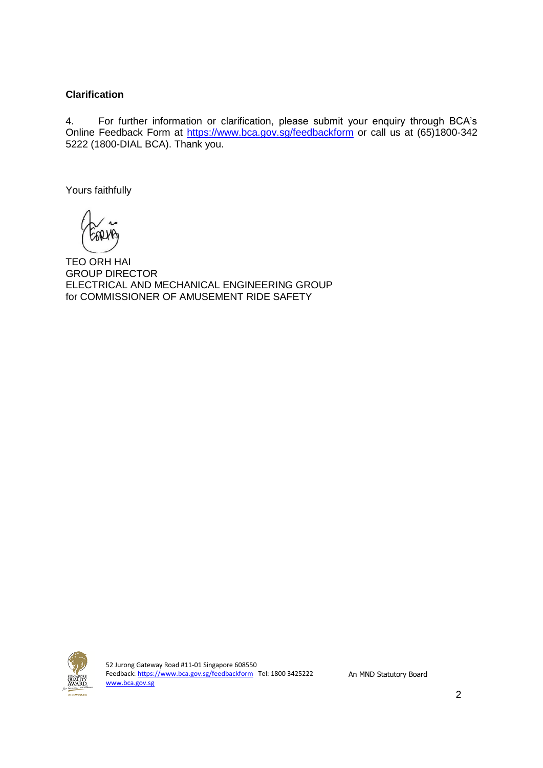**Clarification**

4. For further information or clarification, please submit your enquiry through BCA's Online Feedback Form at https://www.bca.gov.sg/feedbackform or call us at (65)1800-342 5222 (1800-DIAL BCA). Thank you.

Yours faithfully

TEO ORH HAI
GROUP DIRECTOR
ELECTRICAL AND MECHANICAL ENGINEERING GROUP
for COMMISSIONER OF AMUSEMENT RIDE SAFETY